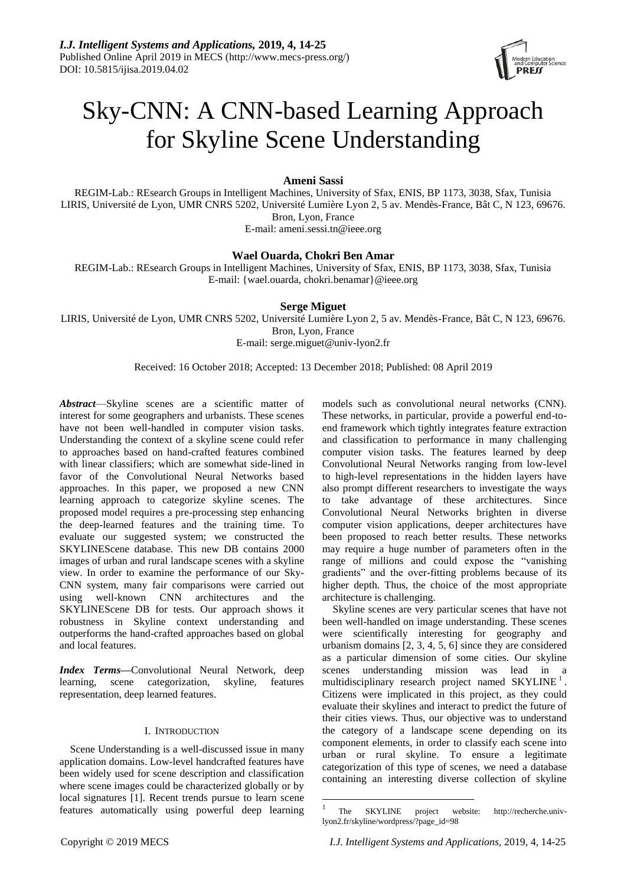# Sky-CNN: A CNN-based Learning Approach for Skyline Scene Understanding

**Ameni Sassi**

REGIM-Lab.: REsearch Groups in Intelligent Machines, University of Sfax, ENIS, BP 1173, 3038, Sfax, Tunisia
LIRIS, Université de Lyon, UMR CNRS 5202, Université Lumière Lyon 2, 5 av. Mendès-France, Bât C, N 123, 69676. Bron, Lyon, France
E-mail: ameni.sessi.tn@ieee.org

**Wael Ouarda, Chokri Ben Amar**

REGIM-Lab.: REsearch Groups in Intelligent Machines, University of Sfax, ENIS, BP 1173, 3038, Sfax, Tunisia
E-mail: {wael.ouarda, chokri.benamar}@ieee.org

**Serge Miguet**

LIRIS, Université de Lyon, UMR CNRS 5202, Université Lumière Lyon 2, 5 av. Mendès-France, Bât C, N 123, 69676. Bron, Lyon, France
E-mail: serge.miguet@univ-lyon2.fr

Received: 16 October 2018; Accepted: 13 December 2018; Published: 08 April 2019

***Abstract***—Skyline scenes are a scientific matter of interest for some geographers and urbanists. These scenes have not been well-handled in computer vision tasks. Understanding the context of a skyline scene could refer to approaches based on hand-crafted features combined with linear classifiers; which are somewhat side-lined in favor of the Convolutional Neural Networks based approaches. In this paper, we proposed a new CNN learning approach to categorize skyline scenes. The proposed model requires a pre-processing step enhancing the deep-learned features and the training time. To evaluate our suggested system; we constructed the SKYLINEScene database. This new DB contains 2000 images of urban and rural landscape scenes with a skyline view. In order to examine the performance of our Sky-CNN system, many fair comparisons were carried out using well-known CNN architectures and the SKYLINEScene DB for tests. Our approach shows it robustness in Skyline context understanding and outperforms the hand-crafted approaches based on global and local features.

***Index Terms*—**Convolutional Neural Network, deep learning, scene categorization, skyline, features representation, deep learned features.

## I. Introduction

Scene Understanding is a well-discussed issue in many application domains. Low-level handcrafted features have been widely used for scene description and classification where scene images could be characterized globally or by local signatures [1]. Recent trends pursue to learn scene features automatically using powerful deep learning models such as convolutional neural networks (CNN). These networks, in particular, provide a powerful end-to-end framework which tightly integrates feature extraction and classification to performance in many challenging computer vision tasks. The features learned by deep Convolutional Neural Networks ranging from low-level to high-level representations in the hidden layers have also prompt different researchers to investigate the ways to take advantage of these architectures. Since Convolutional Neural Networks brighten in diverse computer vision applications, deeper architectures have been proposed to reach better results. These networks may require a huge number of parameters often in the range of millions and could expose the "vanishing gradients" and the over-fitting problems because of its higher depth. Thus, the choice of the most appropriate architecture is challenging.

Skyline scenes are very particular scenes that have not been well-handled on image understanding. These scenes were scientifically interesting for geography and urbanism domains [2, 3, 4, 5, 6] since they are considered as a particular dimension of some cities. Our skyline scenes understanding mission was lead in a multidisciplinary research project named SKYLINE [1]. Citizens were implicated in this project, as they could evaluate their skylines and interact to predict the future of their cities views. Thus, our objective was to understand the category of a landscape scene depending on its component elements, in order to classify each scene into urban or rural skyline. To ensure a legitimate categorization of this type of scenes, we need a database containing an interesting diverse collection of skyline

[1] The SKYLINE project website: http://recherche.univ-lyon2.fr/skyline/wordpress/?page_id=98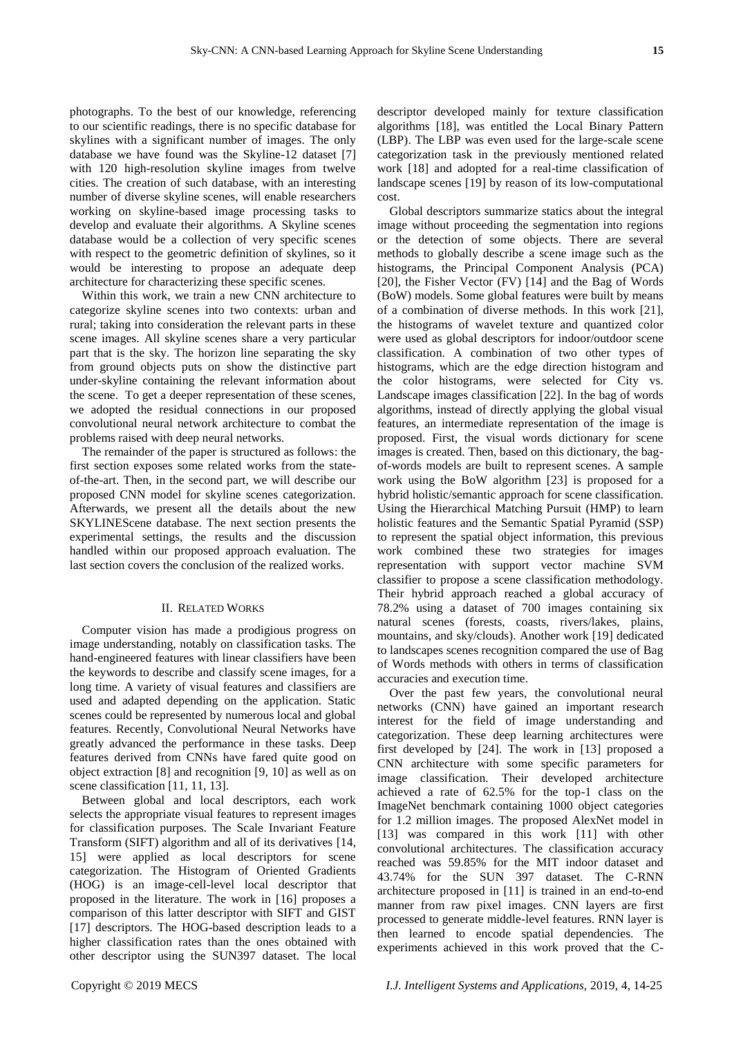photographs. To the best of our knowledge, referencing to our scientific readings, there is no specific database for skylines with a significant number of images. The only database we have found was the Skyline-12 dataset [7] with 120 high-resolution skyline images from twelve cities. The creation of such database, with an interesting number of diverse skyline scenes, will enable researchers working on skyline-based image processing tasks to develop and evaluate their algorithms. A Skyline scenes database would be a collection of very specific scenes with respect to the geometric definition of skylines, so it would be interesting to propose an adequate deep architecture for characterizing these specific scenes.

Within this work, we train a new CNN architecture to categorize skyline scenes into two contexts: urban and rural; taking into consideration the relevant parts in these scene images. All skyline scenes share a very particular part that is the sky. The horizon line separating the sky from ground objects puts on show the distinctive part under-skyline containing the relevant information about the scene. To get a deeper representation of these scenes, we adopted the residual connections in our proposed convolutional neural network architecture to combat the problems raised with deep neural networks.

The remainder of the paper is structured as follows: the first section exposes some related works from the state-of-the-art. Then, in the second part, we will describe our proposed CNN model for skyline scenes categorization. Afterwards, we present all the details about the new SKYLINEScene database. The next section presents the experimental settings, the results and the discussion handled within our proposed approach evaluation. The last section covers the conclusion of the realized works.

## II. Related Works

Computer vision has made a prodigious progress on image understanding, notably on classification tasks. The hand-engineered features with linear classifiers have been the keywords to describe and classify scene images, for a long time. A variety of visual features and classifiers are used and adapted depending on the application. Static scenes could be represented by numerous local and global features. Recently, Convolutional Neural Networks have greatly advanced the performance in these tasks. Deep features derived from CNNs have fared quite good on object extraction [8] and recognition [9, 10] as well as on scene classification [11, 11, 13].

Between global and local descriptors, each work selects the appropriate visual features to represent images for classification purposes. The Scale Invariant Feature Transform (SIFT) algorithm and all of its derivatives [14, 15] were applied as local descriptors for scene categorization. The Histogram of Oriented Gradients (HOG) is an image-cell-level local descriptor that proposed in the literature. The work in [16] proposes a comparison of this latter descriptor with SIFT and GIST [17] descriptors. The HOG-based description leads to a higher classification rates than the ones obtained with other descriptor using the SUN397 dataset. The local descriptor developed mainly for texture classification algorithms [18], was entitled the Local Binary Pattern (LBP). The LBP was even used for the large-scale scene categorization task in the previously mentioned related work [18] and adopted for a real-time classification of landscape scenes [19] by reason of its low-computational cost.

Global descriptors summarize statics about the integral image without proceeding the segmentation into regions or the detection of some objects. There are several methods to globally describe a scene image such as the histograms, the Principal Component Analysis (PCA) [20], the Fisher Vector (FV) [14] and the Bag of Words (BoW) models. Some global features were built by means of a combination of diverse methods. In this work [21], the histograms of wavelet texture and quantized color were used as global descriptors for indoor/outdoor scene classification. A combination of two other types of histograms, which are the edge direction histogram and the color histograms, were selected for City vs. Landscape images classification [22]. In the bag of words algorithms, instead of directly applying the global visual features, an intermediate representation of the image is proposed. First, the visual words dictionary for scene images is created. Then, based on this dictionary, the bag-of-words models are built to represent scenes. A sample work using the BoW algorithm [23] is proposed for a hybrid holistic/semantic approach for scene classification. Using the Hierarchical Matching Pursuit (HMP) to learn holistic features and the Semantic Spatial Pyramid (SSP) to represent the spatial object information, this previous work combined these two strategies for images representation with support vector machine SVM classifier to propose a scene classification methodology. Their hybrid approach reached a global accuracy of 78.2% using a dataset of 700 images containing six natural scenes (forests, coasts, rivers/lakes, plains, mountains, and sky/clouds). Another work [19] dedicated to landscapes scenes recognition compared the use of Bag of Words methods with others in terms of classification accuracies and execution time.

Over the past few years, the convolutional neural networks (CNN) have gained an important research interest for the field of image understanding and categorization. These deep learning architectures were first developed by [24]. The work in [13] proposed a CNN architecture with some specific parameters for image classification. Their developed architecture achieved a rate of 62.5% for the top-1 class on the ImageNet benchmark containing 1000 object categories for 1.2 million images. The proposed AlexNet model in [13] was compared in this work [11] with other convolutional architectures. The classification accuracy reached was 59.85% for the MIT indoor dataset and 43.74% for the SUN 397 dataset. The C-RNN architecture proposed in [11] is trained in an end-to-end manner from raw pixel images. CNN layers are first processed to generate middle-level features. RNN layer is then learned to encode spatial dependencies. The experiments achieved in this work proved that the C-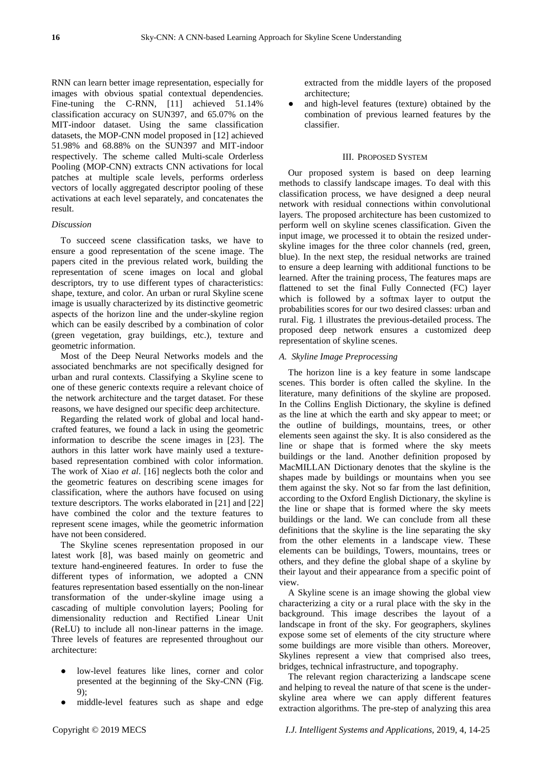RNN can learn better image representation, especially for images with obvious spatial contextual dependencies. Fine-tuning the C-RNN, [11] achieved 51.14% classification accuracy on SUN397, and 65.07% on the MIT-indoor dataset. Using the same classification datasets, the MOP-CNN model proposed in [12] achieved 51.98% and 68.88% on the SUN397 and MIT-indoor respectively. The scheme called Multi-scale Orderless Pooling (MOP-CNN) extracts CNN activations for local patches at multiple scale levels, performs orderless vectors of locally aggregated descriptor pooling of these activations at each level separately, and concatenates the result.

*Discussion*

To succeed scene classification tasks, we have to ensure a good representation of the scene image. The papers cited in the previous related work, building the representation of scene images on local and global descriptors, try to use different types of characteristics: shape, texture, and color. An urban or rural Skyline scene image is usually characterized by its distinctive geometric aspects of the horizon line and the under-skyline region which can be easily described by a combination of color (green vegetation, gray buildings, etc.), texture and geometric information.

Most of the Deep Neural Networks models and the associated benchmarks are not specifically designed for urban and rural contexts. Classifying a Skyline scene to one of these generic contexts require a relevant choice of the network architecture and the target dataset. For these reasons, we have designed our specific deep architecture.

Regarding the related work of global and local hand-crafted features, we found a lack in using the geometric information to describe the scene images in [23]. The authors in this latter work have mainly used a texture-based representation combined with color information. The work of Xiao *et al*. [16] neglects both the color and the geometric features on describing scene images for classification, where the authors have focused on using texture descriptors. The works elaborated in [21] and [22] have combined the color and the texture features to represent scene images, while the geometric information have not been considered.

The Skyline scenes representation proposed in our latest work [8], was based mainly on geometric and texture hand-engineered features. In order to fuse the different types of information, we adopted a CNN features representation based essentially on the non-linear transformation of the under-skyline image using a cascading of multiple convolution layers; Pooling for dimensionality reduction and Rectified Linear Unit (ReLU) to include all non-linear patterns in the image. Three levels of features are represented throughout our architecture:

- low-level features like lines, corner and color presented at the beginning of the Sky-CNN (Fig. 9);
- middle-level features such as shape and edge extracted from the middle layers of the proposed architecture;
- and high-level features (texture) obtained by the combination of previous learned features by the classifier.

## III. Proposed System

Our proposed system is based on deep learning methods to classify landscape images. To deal with this classification process, we have designed a deep neural network with residual connections within convolutional layers. The proposed architecture has been customized to perform well on skyline scenes classification. Given the input image, we processed it to obtain the resized under-skyline images for the three color channels (red, green, blue). In the next step, the residual networks are trained to ensure a deep learning with additional functions to be learned. After the training process, The features maps are flattened to set the final Fully Connected (FC) layer which is followed by a softmax layer to output the probabilities scores for our two desired classes: urban and rural. Fig. 1 illustrates the previous-detailed process. The proposed deep network ensures a customized deep representation of skyline scenes.

### *A. Skyline Image Preprocessing*

The horizon line is a key feature in some landscape scenes. This border is often called the skyline. In the literature, many definitions of the skyline are proposed. In the Collins English Dictionary, the skyline is defined as the line at which the earth and sky appear to meet; or the outline of buildings, mountains, trees, or other elements seen against the sky. It is also considered as the line or shape that is formed where the sky meets buildings or the land. Another definition proposed by MacMILLAN Dictionary denotes that the skyline is the shapes made by buildings or mountains when you see them against the sky. Not so far from the last definition, according to the Oxford English Dictionary, the skyline is the line or shape that is formed where the sky meets buildings or the land. We can conclude from all these definitions that the skyline is the line separating the sky from the other elements in a landscape view. These elements can be buildings, Towers, mountains, trees or others, and they define the global shape of a skyline by their layout and their appearance from a specific point of view.

A Skyline scene is an image showing the global view characterizing a city or a rural place with the sky in the background. This image describes the layout of a landscape in front of the sky. For geographers, skylines expose some set of elements of the city structure where some buildings are more visible than others. Moreover, Skylines represent a view that comprised also trees, bridges, technical infrastructure, and topography.

The relevant region characterizing a landscape scene and helping to reveal the nature of that scene is the under-skyline area where we can apply different features extraction algorithms. The pre-step of analyzing this area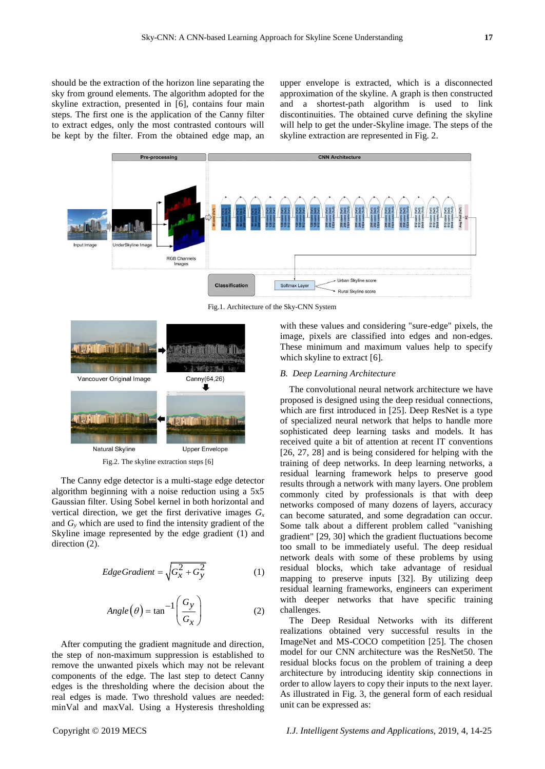should be the extraction of the horizon line separating the sky from ground elements. The algorithm adopted for the skyline extraction, presented in [6], contains four main steps. The first one is the application of the Canny filter to extract edges, only the most contrasted contours will be kept by the filter. From the obtained edge map, an upper envelope is extracted, which is a disconnected approximation of the skyline. A graph is then constructed and a shortest-path algorithm is used to link discontinuities. The obtained curve defining the skyline will help to get the under-Skyline image. The steps of the skyline extraction are represented in Fig. 2.

Fig.1. Architecture of the Sky-CNN System

Fig.2. The skyline extraction steps [6]

The Canny edge detector is a multi-stage edge detector algorithm beginning with a noise reduction using a 5x5 Gaussian filter. Using Sobel kernel in both horizontal and vertical direction, we get the first derivative images $G_x$ and $G_y$ which are used to find the intensity gradient of the Skyline image represented by the edge gradient (1) and direction (2).

$$EdgeGradient = \sqrt{G_x^2 + G_y^2} \tag{1}$$

$$Angle(\theta) = \tan^{-1}\left(\frac{G_y}{G_x}\right) \tag{2}$$

After computing the gradient magnitude and direction, the step of non-maximum suppression is established to remove the unwanted pixels which may not be relevant components of the edge. The last step to detect Canny edges is the thresholding where the decision about the real edges is made. Two threshold values are needed: minVal and maxVal. Using a Hysteresis thresholding with these values and considering "sure-edge" pixels, the image, pixels are classified into edges and non-edges. These minimum and maximum values help to specify which skyline to extract [6].

### B. Deep Learning Architecture

The convolutional neural network architecture we have proposed is designed using the deep residual connections, which are first introduced in [25]. Deep ResNet is a type of specialized neural network that helps to handle more sophisticated deep learning tasks and models. It has received quite a bit of attention at recent IT conventions [26, 27, 28] and is being considered for helping with the training of deep networks. In deep learning networks, a residual learning framework helps to preserve good results through a network with many layers. One problem commonly cited by professionals is that with deep networks composed of many dozens of layers, accuracy can become saturated, and some degradation can occur. Some talk about a different problem called "vanishing gradient" [29, 30] which the gradient fluctuations become too small to be immediately useful. The deep residual network deals with some of these problems by using residual blocks, which take advantage of residual mapping to preserve inputs [32]. By utilizing deep residual learning frameworks, engineers can experiment with deeper networks that have specific training challenges.

The Deep Residual Networks with its different realizations obtained very successful results in the ImageNet and MS-COCO competition [25]. The chosen model for our CNN architecture was the ResNet50. The residual blocks focus on the problem of training a deep architecture by introducing identity skip connections in order to allow layers to copy their inputs to the next layer. As illustrated in Fig. 3, the general form of each residual unit can be expressed as: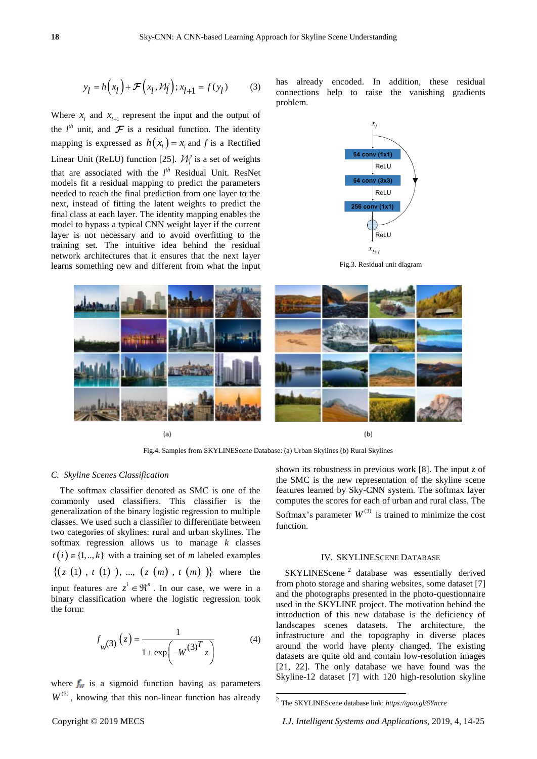$$y_l = h(x_l) + \mathcal{F}(x_l, \mathcal{W}_l);\ x_{l+1} = f(y_l) \qquad (3)$$

Where $x_l$ and $x_{l+1}$ represent the input and the output of the $l^{th}$ unit, and $\mathcal{F}$ is a residual function. The identity mapping is expressed as $h(x_l) = x_l$ and $f$ is a Rectified Linear Unit (ReLU) function [25]. $\mathcal{W}_l$ is a set of weights that are associated with the $l^{th}$ Residual Unit. ResNet models fit a residual mapping to predict the parameters needed to reach the final prediction from one layer to the next, instead of fitting the latent weights to predict the final class at each layer. The identity mapping enables the model to bypass a typical CNN weight layer if the current layer is not necessary and to avoid overfitting to the training set. The intuitive idea behind the residual network architectures that it ensures that the next layer learns something new and different from what the input has already encoded. In addition, these residual connections help to raise the vanishing gradients problem.

Fig.3. Residual unit diagram

Fig.4. Samples from SKYLINEScene Database: (a) Urban Skylines (b) Rural Skylines

### C. Skyline Scenes Classification

The softmax classifier denoted as SMC is one of the commonly used classifiers. This classifier is the generalization of the binary logistic regression to multiple classes. We used such a classifier to differentiate between two categories of skylines: rural and urban skylines. The softmax regression allows us to manage $k$ classes $t(i) \in \{1,..,k\}$ with a training set of $m$ labeled examples $\{(z(1), t(1)), ..., (z(m), t(m))\}$ where the input features are $z^i \in \Re^n$. In our case, we were in a binary classification where the logistic regression took the form:

$$f_{W^{(3)}}(z) = \frac{1}{1 + \exp\left(-W^{(3)T} z\right)} \qquad (4)$$

where $f_W$ is a sigmoid function having as parameters $W^{(3)}$, knowing that this non-linear function has already shown its robustness in previous work [8]. The input $z$ of the SMC is the new representation of the skyline scene features learned by Sky-CNN system. The softmax layer computes the scores for each of urban and rural class. The Softmax's parameter $W^{(3)}$ is trained to minimize the cost function.

## IV. SKYLINESCENE DATABASE

SKYLINEScene [2] database was essentially derived from photo storage and sharing websites, some dataset [7] and the photographs presented in the photo-questionnaire used in the SKYLINE project. The motivation behind the introduction of this new database is the deficiency of landscapes scenes datasets. The architecture, the infrastructure and the topography in diverse places around the world have plenty changed. The existing datasets are quite old and contain low-resolution images [21, 22]. The only database we have found was the Skyline-12 dataset [7] with 120 high-resolution skyline

[2] The SKYLINEScene database link: *https://goo.gl/6Yncre*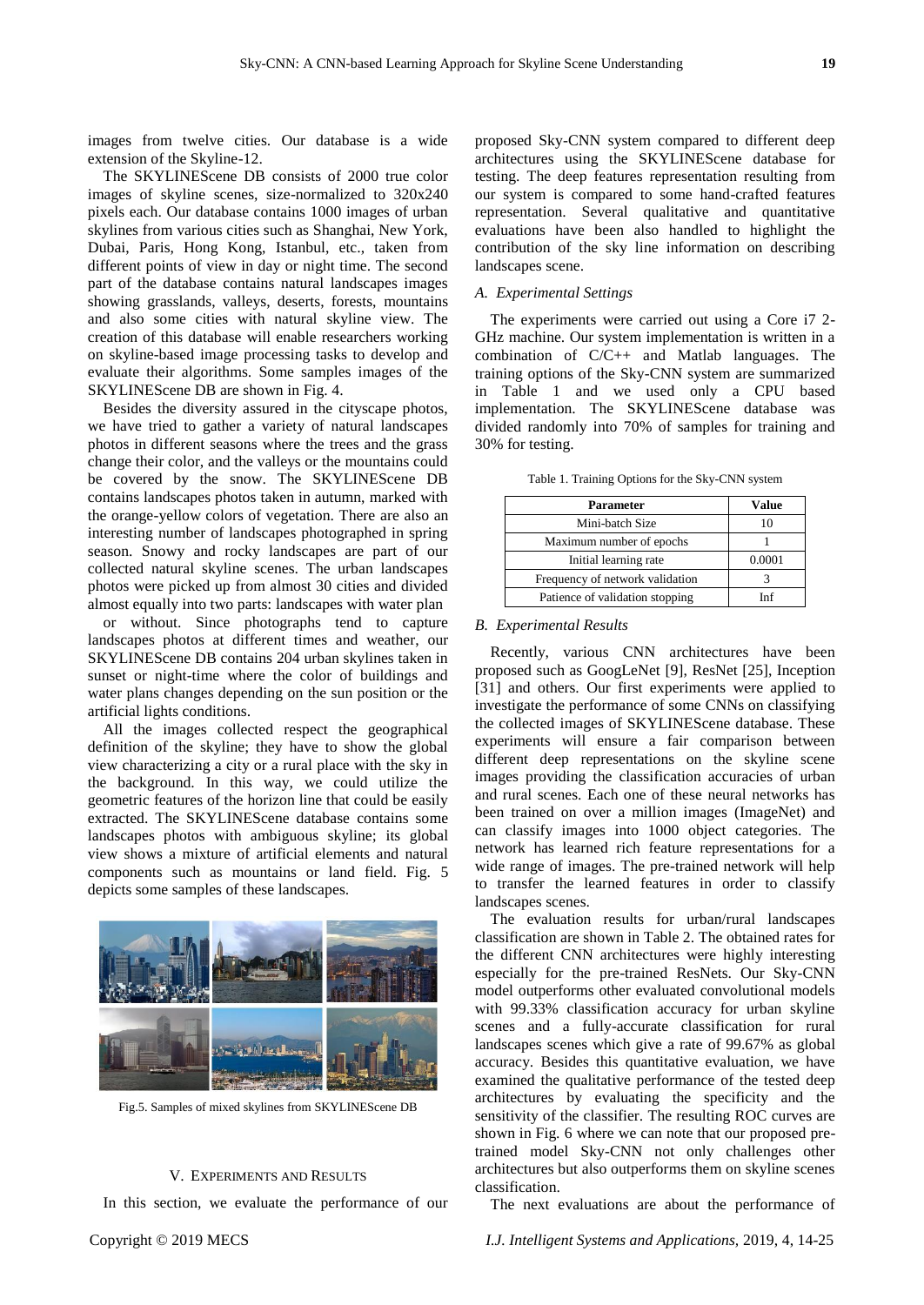images from twelve cities. Our database is a wide extension of the Skyline-12.

The SKYLINEScene DB consists of 2000 true color images of skyline scenes, size-normalized to 320x240 pixels each. Our database contains 1000 images of urban skylines from various cities such as Shanghai, New York, Dubai, Paris, Hong Kong, Istanbul, etc., taken from different points of view in day or night time. The second part of the database contains natural landscapes images showing grasslands, valleys, deserts, forests, mountains and also some cities with natural skyline view. The creation of this database will enable researchers working on skyline-based image processing tasks to develop and evaluate their algorithms. Some samples images of the SKYLINEScene DB are shown in Fig. 4.

Besides the diversity assured in the cityscape photos, we have tried to gather a variety of natural landscapes photos in different seasons where the trees and the grass change their color, and the valleys or the mountains could be covered by the snow. The SKYLINEScene DB contains landscapes photos taken in autumn, marked with the orange-yellow colors of vegetation. There are also an interesting number of landscapes photographed in spring season. Snowy and rocky landscapes are part of our collected natural skyline scenes. The urban landscapes photos were picked up from almost 30 cities and divided almost equally into two parts: landscapes with water plan or without. Since photographs tend to capture landscapes photos at different times and weather, our SKYLINEScene DB contains 204 urban skylines taken in sunset or night-time where the color of buildings and water plans changes depending on the sun position or the artificial lights conditions.

All the images collected respect the geographical definition of the skyline; they have to show the global view characterizing a city or a rural place with the sky in the background. In this way, we could utilize the geometric features of the horizon line that could be easily extracted. The SKYLINEScene database contains some landscapes photos with ambiguous skyline; its global view shows a mixture of artificial elements and natural components such as mountains or land field. Fig. 5 depicts some samples of these landscapes.

Fig.5. Samples of mixed skylines from SKYLINEScene DB

## V. Experiments and Results

In this section, we evaluate the performance of our proposed Sky-CNN system compared to different deep architectures using the SKYLINEScene database for testing. The deep features representation resulting from our system is compared to some hand-crafted features representation. Several qualitative and quantitative evaluations have been also handled to highlight the contribution of the sky line information on describing landscapes scene.

### A. Experimental Settings

The experiments were carried out using a Core i7 2-GHz machine. Our system implementation is written in a combination of C/C++ and Matlab languages. The training options of the Sky-CNN system are summarized in Table 1 and we used only a CPU based implementation. The SKYLINEScene database was divided randomly into 70% of samples for training and 30% for testing.

Table 1. Training Options for the Sky-CNN system

| Parameter | Value |
|---|---|
| Mini-batch Size | 10 |
| Maximum number of epochs | 1 |
| Initial learning rate | 0.0001 |
| Frequency of network validation | 3 |
| Patience of validation stopping | Inf |

### B. Experimental Results

Recently, various CNN architectures have been proposed such as GoogLeNet [9], ResNet [25], Inception [31] and others. Our first experiments were applied to investigate the performance of some CNNs on classifying the collected images of SKYLINEScene database. These experiments will ensure a fair comparison between different deep representations on the skyline scene images providing the classification accuracies of urban and rural scenes. Each one of these neural networks has been trained on over a million images (ImageNet) and can classify images into 1000 object categories. The network has learned rich feature representations for a wide range of images. The pre-trained network will help to transfer the learned features in order to classify landscapes scenes.

The evaluation results for urban/rural landscapes classification are shown in Table 2. The obtained rates for the different CNN architectures were highly interesting especially for the pre-trained ResNets. Our Sky-CNN model outperforms other evaluated convolutional models with 99.33% classification accuracy for urban skyline scenes and a fully-accurate classification for rural landscapes scenes which give a rate of 99.67% as global accuracy. Besides this quantitative evaluation, we have examined the qualitative performance of the tested deep architectures by evaluating the specificity and the sensitivity of the classifier. The resulting ROC curves are shown in Fig. 6 where we can note that our proposed pre-trained model Sky-CNN not only challenges other architectures but also outperforms them on skyline scenes classification.

The next evaluations are about the performance of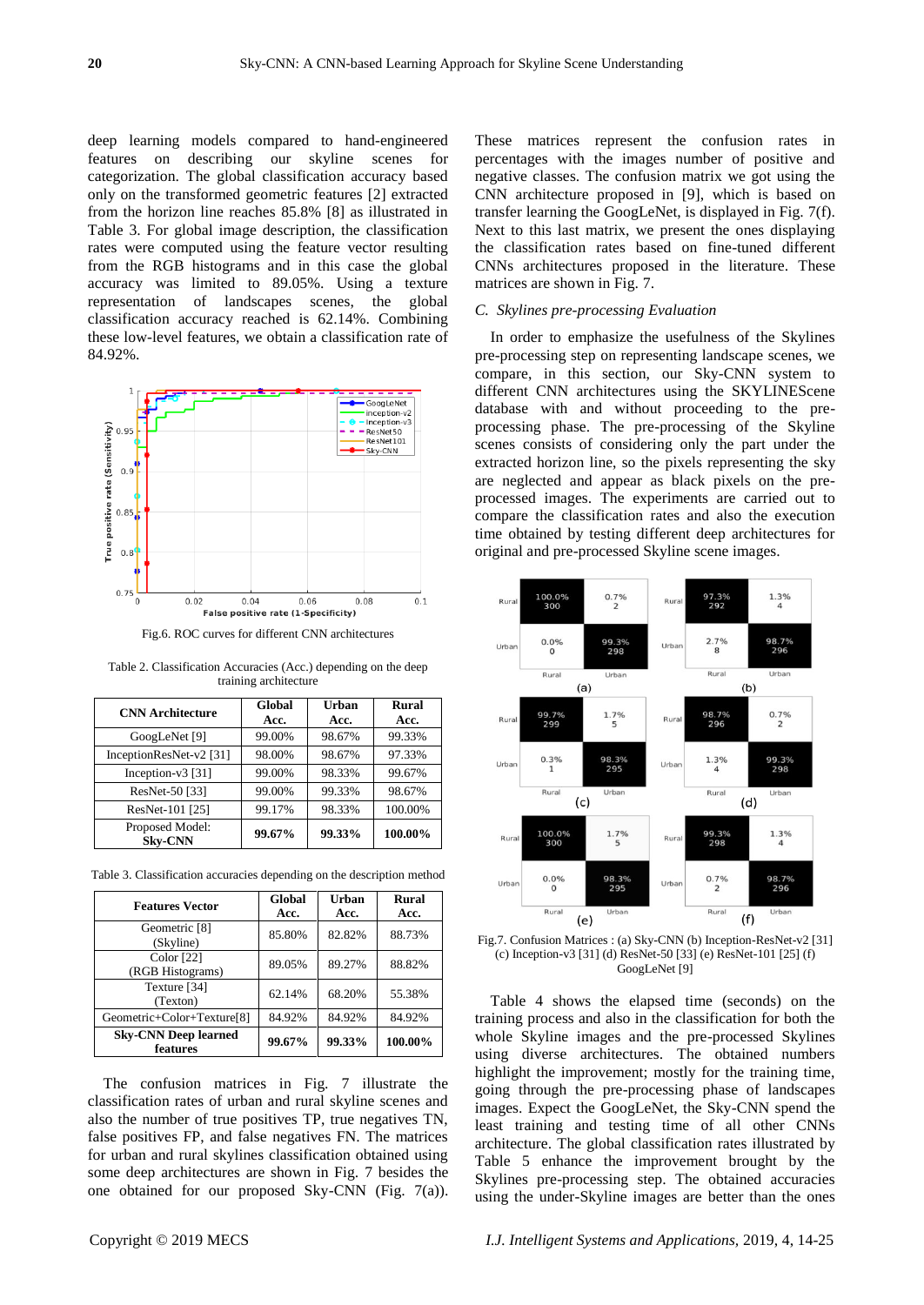deep learning models compared to hand-engineered features on describing our skyline scenes for categorization. The global classification accuracy based only on the transformed geometric features [2] extracted from the horizon line reaches 85.8% [8] as illustrated in Table 3. For global image description, the classification rates were computed using the feature vector resulting from the RGB histograms and in this case the global accuracy was limited to 89.05%. Using a texture representation of landscapes scenes, the global classification accuracy reached is 62.14%. Combining these low-level features, we obtain a classification rate of 84.92%.

Fig.6. ROC curves for different CNN architectures

Table 2. Classification Accuracies (Acc.) depending on the deep training architecture

| CNN Architecture | Global Acc. | Urban Acc. | Rural Acc. |
|---|---|---|---|
| GoogLeNet [9] | 99.00% | 98.67% | 99.33% |
| InceptionResNet-v2 [31] | 98.00% | 98.67% | 97.33% |
| Inception-v3 [31] | 99.00% | 98.33% | 99.67% |
| ResNet-50 [33] | 99.00% | 99.33% | 98.67% |
| ResNet-101 [25] | 99.17% | 98.33% | 100.00% |
| Proposed Model: **Sky-CNN** | **99.67%** | **99.33%** | **100.00%** |

Table 3. Classification accuracies depending on the description method

| Features Vector | Global Acc. | Urban Acc. | Rural Acc. |
|---|---|---|---|
| Geometric [8] (Skyline) | 85.80% | 82.82% | 88.73% |
| Color [22] (RGB Histograms) | 89.05% | 89.27% | 88.82% |
| Texture [34] (Texton) | 62.14% | 68.20% | 55.38% |
| Geometric+Color+Texture[8] | 84.92% | 84.92% | 84.92% |
| **Sky-CNN Deep learned features** | **99.67%** | **99.33%** | **100.00%** |

The confusion matrices in Fig. 7 illustrate the classification rates of urban and rural skyline scenes and also the number of true positives TP, true negatives TN, false positives FP, and false negatives FN. The matrices for urban and rural skylines classification obtained using some deep architectures are shown in Fig. 7 besides the one obtained for our proposed Sky-CNN (Fig. 7(a)). These matrices represent the confusion rates in percentages with the images number of positive and negative classes. The confusion matrix we got using the CNN architecture proposed in [9], which is based on transfer learning the GoogLeNet, is displayed in Fig. 7(f). Next to this last matrix, we present the ones displaying the classification rates based on fine-tuned different CNNs architectures proposed in the literature. These matrices are shown in Fig. 7.

### C. Skylines pre-processing Evaluation

In order to emphasize the usefulness of the Skylines pre-processing step on representing landscape scenes, we compare, in this section, our Sky-CNN system to different CNN architectures using the SKYLINEScene database with and without proceeding to the pre-processing phase. The pre-processing of the Skyline scenes consists of considering only the part under the extracted horizon line, so the pixels representing the sky are neglected and appear as black pixels on the pre-processed images. The experiments are carried out to compare the classification rates and also the execution time obtained by testing different deep architectures for original and pre-processed Skyline scene images.

Fig.7. Confusion Matrices : (a) Sky-CNN (b) Inception-ResNet-v2 [31] (c) Inception-v3 [31] (d) ResNet-50 [33] (e) ResNet-101 [25] (f) GoogLeNet [9]

Table 4 shows the elapsed time (seconds) on the training process and also in the classification for both the whole Skyline images and the pre-processed Skylines using diverse architectures. The obtained numbers highlight the improvement; mostly for the training time, going through the pre-processing phase of landscapes images. Expect the GoogLeNet, the Sky-CNN spend the least training and testing time of all other CNNs architecture. The global classification rates illustrated by Table 5 enhance the improvement brought by the Skylines pre-processing step. The obtained accuracies using the under-Skyline images are better than the ones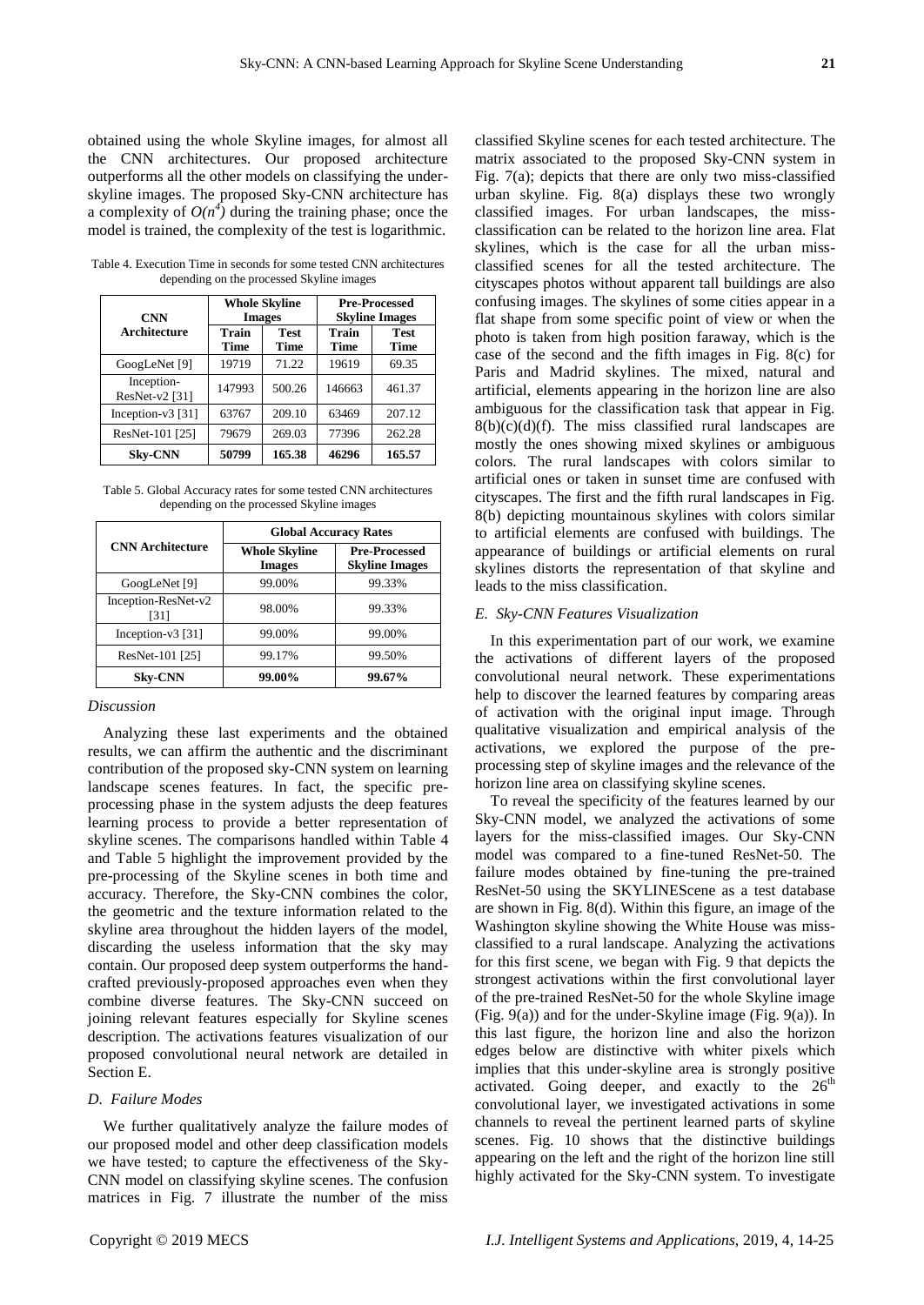obtained using the whole Skyline images, for almost all the CNN architectures. Our proposed architecture outperforms all the other models on classifying the under-skyline images. The proposed Sky-CNN architecture has a complexity of $O(n^4)$ during the training phase; once the model is trained, the complexity of the test is logarithmic.

Table 4. Execution Time in seconds for some tested CNN architectures depending on the processed Skyline images

| CNN Architecture | Whole Skyline Images | | Pre-Processed Skyline Images | |
|---|---|---|---|---|
| | Train Time | Test Time | Train Time | Test Time |
| GoogLeNet [9] | 19719 | 71.22 | 19619 | 69.35 |
| Inception-ResNet-v2 [31] | 147993 | 500.26 | 146663 | 461.37 |
| Inception-v3 [31] | 63767 | 209.10 | 63469 | 207.12 |
| ResNet-101 [25] | 79679 | 269.03 | 77396 | 262.28 |
| **Sky-CNN** | **50799** | **165.38** | **46296** | **165.57** |

Table 5. Global Accuracy rates for some tested CNN architectures depending on the processed Skyline images

| CNN Architecture | Global Accuracy Rates | |
|---|---|---|
| | Whole Skyline Images | Pre-Processed Skyline Images |
| GoogLeNet [9] | 99.00% | 99.33% |
| Inception-ResNet-v2 [31] | 98.00% | 99.33% |
| Inception-v3 [31] | 99.00% | 99.00% |
| ResNet-101 [25] | 99.17% | 99.50% |
| **Sky-CNN** | **99.00%** | **99.67%** |

*Discussion*

Analyzing these last experiments and the obtained results, we can affirm the authentic and the discriminant contribution of the proposed sky-CNN system on learning landscape scenes features. In fact, the specific pre-processing phase in the system adjusts the deep features learning process to provide a better representation of skyline scenes. The comparisons handled within Table 4 and Table 5 highlight the improvement provided by the pre-processing of the Skyline scenes in both time and accuracy. Therefore, the Sky-CNN combines the color, the geometric and the texture information related to the skyline area throughout the hidden layers of the model, discarding the useless information that the sky may contain. Our proposed deep system outperforms the hand-crafted previously-proposed approaches even when they combine diverse features. The Sky-CNN succeed on joining relevant features especially for Skyline scenes description. The activations features visualization of our proposed convolutional neural network are detailed in Section E.

### *D. Failure Modes*

We further qualitatively analyze the failure modes of our proposed model and other deep classification models we have tested; to capture the effectiveness of the Sky-CNN model on classifying skyline scenes. The confusion matrices in Fig. 7 illustrate the number of the miss classified Skyline scenes for each tested architecture. The matrix associated to the proposed Sky-CNN system in Fig. 7(a); depicts that there are only two miss-classified urban skyline. Fig. 8(a) displays these two wrongly classified images. For urban landscapes, the miss-classification can be related to the horizon line area. Flat skylines, which is the case for all the urban miss-classified scenes for all the tested architecture. The cityscapes photos without apparent tall buildings are also confusing images. The skylines of some cities appear in a flat shape from some specific point of view or when the photo is taken from high position faraway, which is the case of the second and the fifth images in Fig. 8(c) for Paris and Madrid skylines. The mixed, natural and artificial, elements appearing in the horizon line are also ambiguous for the classification task that appear in Fig. 8(b)(c)(d)(f). The miss classified rural landscapes are mostly the ones showing mixed skylines or ambiguous colors. The rural landscapes with colors similar to artificial ones or taken in sunset time are confused with cityscapes. The first and the fifth rural landscapes in Fig. 8(b) depicting mountainous skylines with colors similar to artificial elements are confused with buildings. The appearance of buildings or artificial elements on rural skylines distorts the representation of that skyline and leads to the miss classification.

### *E. Sky-CNN Features Visualization*

In this experimentation part of our work, we examine the activations of different layers of the proposed convolutional neural network. These experimentations help to discover the learned features by comparing areas of activation with the original input image. Through qualitative visualization and empirical analysis of the activations, we explored the purpose of the pre-processing step of skyline images and the relevance of the horizon line area on classifying skyline scenes.

To reveal the specificity of the features learned by our Sky-CNN model, we analyzed the activations of some layers for the miss-classified images. Our Sky-CNN model was compared to a fine-tuned ResNet-50. The failure modes obtained by fine-tuning the pre-trained ResNet-50 using the SKYLINEScene as a test database are shown in Fig. 8(d). Within this figure, an image of the Washington skyline showing the White House was miss-classified to a rural landscape. Analyzing the activations for this first scene, we began with Fig. 9 that depicts the strongest activations within the first convolutional layer of the pre-trained ResNet-50 for the whole Skyline image (Fig. 9(a)) and for the under-Skyline image (Fig. 9(a)). In this last figure, the horizon line and also the horizon edges below are distinctive with whiter pixels which implies that this under-skyline area is strongly positive activated. Going deeper, and exactly to the 26[th] convolutional layer, we investigated activations in some channels to reveal the pertinent learned parts of skyline scenes. Fig. 10 shows that the distinctive buildings appearing on the left and the right of the horizon line still highly activated for the Sky-CNN system. To investigate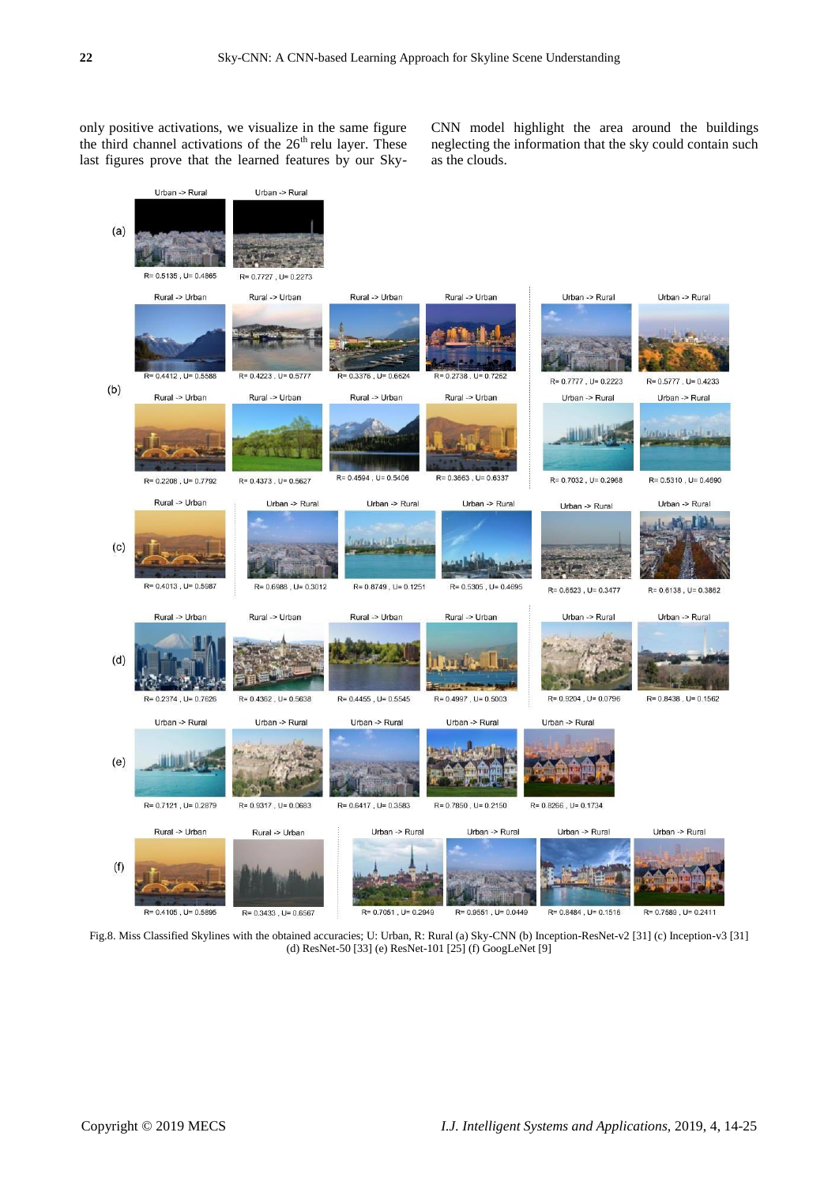only positive activations, we visualize in the same figure the third channel activations of the 26[th] relu layer. These last figures prove that the learned features by our Sky-CNN model highlight the area around the buildings neglecting the information that the sky could contain such as the clouds.

Fig.8. Miss Classified Skylines with the obtained accuracies; U: Urban, R: Rural (a) Sky-CNN (b) Inception-ResNet-v2 [31] (c) Inception-v3 [31] (d) ResNet-50 [33] (e) ResNet-101 [25] (f) GoogLeNet [9]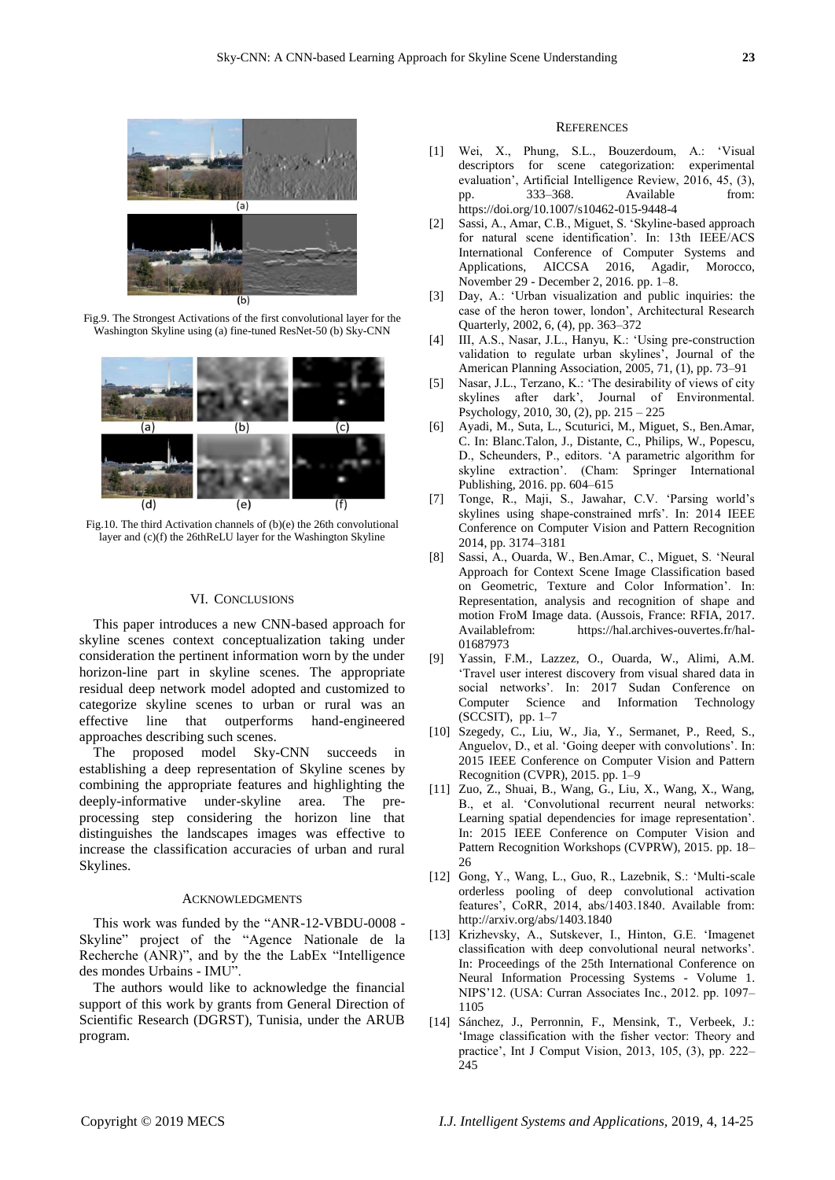Fig.9. The Strongest Activations of the first convolutional layer for the Washington Skyline using (a) fine-tuned ResNet-50 (b) Sky-CNN

Fig.10. The third Activation channels of (b)(e) the 26th convolutional layer and (c)(f) the 26thReLU layer for the Washington Skyline

## VI. Conclusions

This paper introduces a new CNN-based approach for skyline scenes context conceptualization taking under consideration the pertinent information worn by the under horizon-line part in skyline scenes. The appropriate residual deep network model adopted and customized to categorize skyline scenes to urban or rural was an effective line that outperforms hand-engineered approaches describing such scenes.

The proposed model Sky-CNN succeeds in establishing a deep representation of Skyline scenes by combining the appropriate features and highlighting the deeply-informative under-skyline area. The pre-processing step considering the horizon line that distinguishes the landscapes images was effective to increase the classification accuracies of urban and rural Skylines.

## Acknowledgments

This work was funded by the "ANR-12-VBDU-0008 - Skyline" project of the "Agence Nationale de la Recherche (ANR)", and by the the LabEx "Intelligence des mondes Urbains - IMU".

The authors would like to acknowledge the financial support of this work by grants from General Direction of Scientific Research (DGRST), Tunisia, under the ARUB program.

## References

[1] Wei, X., Phung, S.L., Bouzerdoum, A.: 'Visual descriptors for scene categorization: experimental evaluation', Artificial Intelligence Review, 2016, 45, (3), pp. 333–368. Available from: https://doi.org/10.1007/s10462-015-9448-4

[2] Sassi, A., Amar, C.B., Miguet, S. 'Skyline-based approach for natural scene identification'. In: 13th IEEE/ACS International Conference of Computer Systems and Applications, AICCSA 2016, Agadir, Morocco, November 29 - December 2, 2016. pp. 1–8.

[3] Day, A.: 'Urban visualization and public inquiries: the case of the heron tower, london', Architectural Research Quarterly, 2002, 6, (4), pp. 363–372

[4] III, A.S., Nasar, J.L., Hanyu, K.: 'Using pre-construction validation to regulate urban skylines', Journal of the American Planning Association, 2005, 71, (1), pp. 73–91

[5] Nasar, J.L., Terzano, K.: 'The desirability of views of city skylines after dark', Journal of Environmental. Psychology, 2010, 30, (2), pp. 215 – 225

[6] Ayadi, M., Suta, L., Scuturici, M., Miguet, S., Ben.Amar, C. In: Blanc.Talon, J., Distante, C., Philips, W., Popescu, D., Scheunders, P., editors. 'A parametric algorithm for skyline extraction'. (Cham: Springer International Publishing, 2016. pp. 604–615

[7] Tonge, R., Maji, S., Jawahar, C.V. 'Parsing world's skylines using shape-constrained mrfs'. In: 2014 IEEE Conference on Computer Vision and Pattern Recognition 2014, pp. 3174–3181

[8] Sassi, A., Ouarda, W., Ben.Amar, C., Miguet, S. 'Neural Approach for Context Scene Image Classification based on Geometric, Texture and Color Information'. In: Representation, analysis and recognition of shape and motion FroM Image data. (Aussois, France: RFIA, 2017. Availablefrom: https://hal.archives-ouvertes.fr/hal-01687973

[9] Yassin, F.M., Lazzez, O., Ouarda, W., Alimi, A.M. 'Travel user interest discovery from visual shared data in social networks'. In: 2017 Sudan Conference on Computer Science and Information Technology (SCCSIT), pp. 1–7

[10] Szegedy, C., Liu, W., Jia, Y., Sermanet, P., Reed, S., Anguelov, D., et al. 'Going deeper with convolutions'. In: 2015 IEEE Conference on Computer Vision and Pattern Recognition (CVPR), 2015. pp. 1–9

[11] Zuo, Z., Shuai, B., Wang, G., Liu, X., Wang, X., Wang, B., et al. 'Convolutional recurrent neural networks: Learning spatial dependencies for image representation'. In: 2015 IEEE Conference on Computer Vision and Pattern Recognition Workshops (CVPRW), 2015. pp. 18–26

[12] Gong, Y., Wang, L., Guo, R., Lazebnik, S.: 'Multi-scale orderless pooling of deep convolutional activation features', CoRR, 2014, abs/1403.1840. Available from: http://arxiv.org/abs/1403.1840

[13] Krizhevsky, A., Sutskever, I., Hinton, G.E. 'Imagenet classification with deep convolutional neural networks'. In: Proceedings of the 25th International Conference on Neural Information Processing Systems - Volume 1. NIPS'12. (USA: Curran Associates Inc., 2012. pp. 1097–1105

[14] Sánchez, J., Perronnin, F., Mensink, T., Verbeek, J.: 'Image classification with the fisher vector: Theory and practice', Int J Comput Vision, 2013, 105, (3), pp. 222–245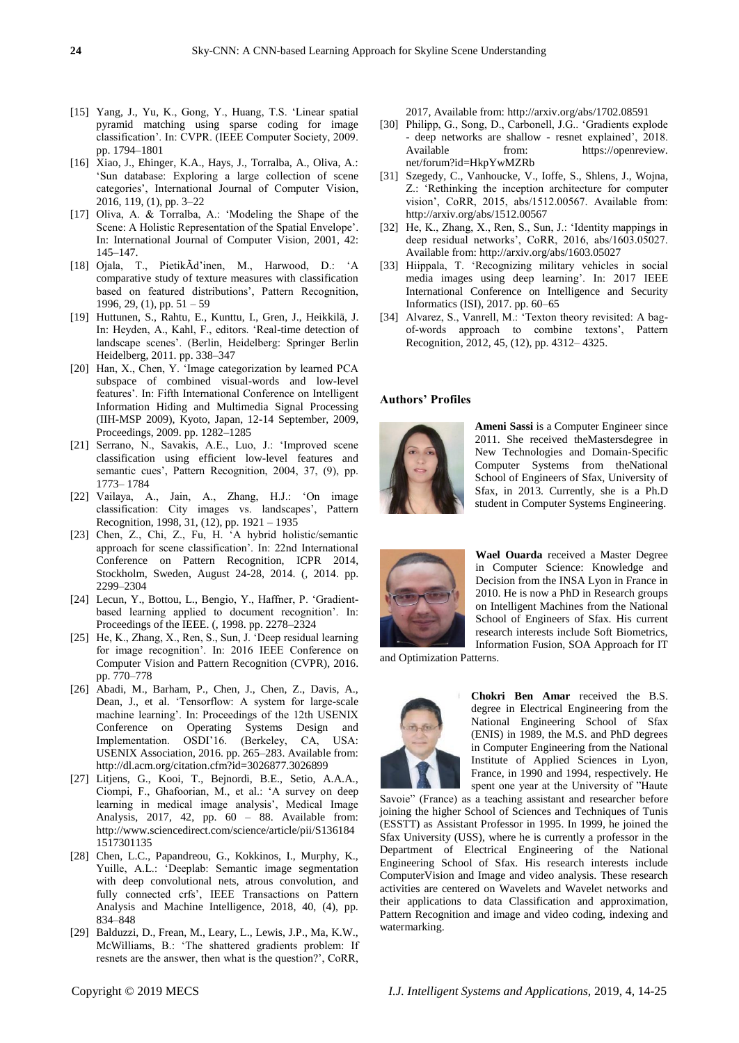[15] Yang, J., Yu, K., Gong, Y., Huang, T.S. 'Linear spatial pyramid matching using sparse coding for image classification'. In: CVPR. (IEEE Computer Society, 2009. pp. 1794–1801

[16] Xiao, J., Ehinger, K.A., Hays, J., Torralba, A., Oliva, A.: 'Sun database: Exploring a large collection of scene categories', International Journal of Computer Vision, 2016, 119, (1), pp. 3–22

[17] Oliva, A. & Torralba, A.: 'Modeling the Shape of the Scene: A Holistic Representation of the Spatial Envelope'. In: International Journal of Computer Vision, 2001, 42: 145–147.

[18] Ojala, T., PietikÃd'inen, M., Harwood, D.: 'A comparative study of texture measures with classification based on featured distributions', Pattern Recognition, 1996, 29, (1), pp. 51 – 59

[19] Huttunen, S., Rahtu, E., Kunttu, I., Gren, J., Heikkilä, J. In: Heyden, A., Kahl, F., editors. 'Real-time detection of landscape scenes'. (Berlin, Heidelberg: Springer Berlin Heidelberg, 2011. pp. 338–347

[20] Han, X., Chen, Y. 'Image categorization by learned PCA subspace of combined visual-words and low-level features'. In: Fifth International Conference on Intelligent Information Hiding and Multimedia Signal Processing (IIH-MSP 2009), Kyoto, Japan, 12-14 September, 2009, Proceedings, 2009. pp. 1282–1285

[21] Serrano, N., Savakis, A.E., Luo, J.: 'Improved scene classification using efficient low-level features and semantic cues', Pattern Recognition, 2004, 37, (9), pp. 1773– 1784

[22] Vailaya, A., Jain, A., Zhang, H.J.: 'On image classification: City images vs. landscapes', Pattern Recognition, 1998, 31, (12), pp. 1921 – 1935

[23] Chen, Z., Chi, Z., Fu, H. 'A hybrid holistic/semantic approach for scene classification'. In: 22nd International Conference on Pattern Recognition, ICPR 2014, Stockholm, Sweden, August 24-28, 2014. (, 2014. pp. 2299–2304

[24] Lecun, Y., Bottou, L., Bengio, Y., Haffner, P. 'Gradient-based learning applied to document recognition'. In: Proceedings of the IEEE. (, 1998. pp. 2278–2324

[25] He, K., Zhang, X., Ren, S., Sun, J. 'Deep residual learning for image recognition'. In: 2016 IEEE Conference on Computer Vision and Pattern Recognition (CVPR), 2016. pp. 770–778

[26] Abadi, M., Barham, P., Chen, J., Chen, Z., Davis, A., Dean, J., et al. 'Tensorflow: A system for large-scale machine learning'. In: Proceedings of the 12th USENIX Conference on Operating Systems Design and Implementation. OSDI'16. (Berkeley, CA, USA: USENIX Association, 2016. pp. 265–283. Available from: http://dl.acm.org/citation.cfm?id=3026877.3026899

[27] Litjens, G., Kooi, T., Bejnordi, B.E., Setio, A.A.A., Ciompi, F., Ghafoorian, M., et al.: 'A survey on deep learning in medical image analysis', Medical Image Analysis, 2017, 42, pp. 60 – 88. Available from: http://www.sciencedirect.com/science/article/pii/S1361841517301135

[28] Chen, L.C., Papandreou, G., Kokkinos, I., Murphy, K., Yuille, A.L.: 'Deeplab: Semantic image segmentation with deep convolutional nets, atrous convolution, and fully connected crfs', IEEE Transactions on Pattern Analysis and Machine Intelligence, 2018, 40, (4), pp. 834–848

[29] Balduzzi, D., Frean, M., Leary, L., Lewis, J.P., Ma, K.W., McWilliams, B.: 'The shattered gradients problem: If resnets are the answer, then what is the question?', CoRR, 2017, Available from: http://arxiv.org/abs/1702.08591

[30] Philipp, G., Song, D., Carbonell, J.G.. 'Gradients explode - deep networks are shallow - resnet explained', 2018. Available from: https://openreview.net/forum?id=HkpYwMZRb

[31] Szegedy, C., Vanhoucke, V., Ioffe, S., Shlens, J., Wojna, Z.: 'Rethinking the inception architecture for computer vision', CoRR, 2015, abs/1512.00567. Available from: http://arxiv.org/abs/1512.00567

[32] He, K., Zhang, X., Ren, S., Sun, J.: 'Identity mappings in deep residual networks', CoRR, 2016, abs/1603.05027. Available from: http://arxiv.org/abs/1603.05027

[33] Hiippala, T. 'Recognizing military vehicles in social media images using deep learning'. In: 2017 IEEE International Conference on Intelligence and Security Informatics (ISI), 2017. pp. 60–65

[34] Alvarez, S., Vanrell, M.: 'Texton theory revisited: A bag-of-words approach to combine textons', Pattern Recognition, 2012, 45, (12), pp. 4312– 4325.

## Authors' Profiles

**Ameni Sassi** is a Computer Engineer since 2011. She received theMastersdegree in New Technologies and Domain-Specific Computer Systems from theNational School of Engineers of Sfax, University of Sfax, in 2013. Currently, she is a Ph.D student in Computer Systems Engineering.

**Wael Ouarda** received a Master Degree in Computer Science: Knowledge and Decision from the INSA Lyon in France in 2010. He is now a PhD in Research groups on Intelligent Machines from the National School of Engineers of Sfax. His current research interests include Soft Biometrics, Information Fusion, SOA Approach for IT and Optimization Patterns.

**Chokri Ben Amar** received the B.S. degree in Electrical Engineering from the National Engineering School of Sfax (ENIS) in 1989, the M.S. and PhD degrees in Computer Engineering from the National Institute of Applied Sciences in Lyon, France, in 1990 and 1994, respectively. He spent one year at the University of "Haute Savoie" (France) as a teaching assistant and researcher before joining the higher School of Sciences and Techniques of Tunis (ESSTT) as Assistant Professor in 1995. In 1999, he joined the Sfax University (USS), where he is currently a professor in the Department of Electrical Engineering of the National Engineering School of Sfax. His research interests include ComputerVision and Image and video analysis. These research activities are centered on Wavelets and Wavelet networks and their applications to data Classification and approximation, Pattern Recognition and image and video coding, indexing and watermarking.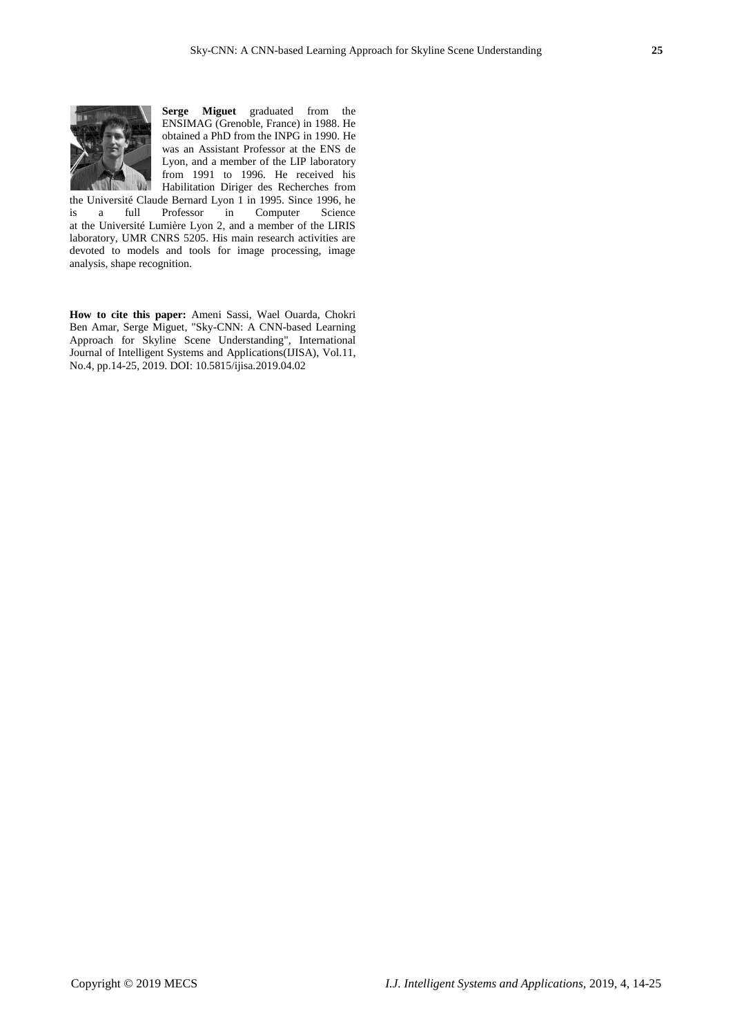**Serge Miguet** graduated from the ENSIMAG (Grenoble, France) in 1988. He obtained a PhD from the INPG in 1990. He was an Assistant Professor at the ENS de Lyon, and a member of the LIP laboratory from 1991 to 1996. He received his Habilitation Diriger des Recherches from the Université Claude Bernard Lyon 1 in 1995. Since 1996, he is a full Professor in Computer Science at the Université Lumière Lyon 2, and a member of the LIRIS laboratory, UMR CNRS 5205. His main research activities are devoted to models and tools for image processing, image analysis, shape recognition.

**How to cite this paper:** Ameni Sassi, Wael Ouarda, Chokri Ben Amar, Serge Miguet, "Sky-CNN: A CNN-based Learning Approach for Skyline Scene Understanding", International Journal of Intelligent Systems and Applications(IJISA), Vol.11, No.4, pp.14-25, 2019. DOI: 10.5815/ijisa.2019.04.02